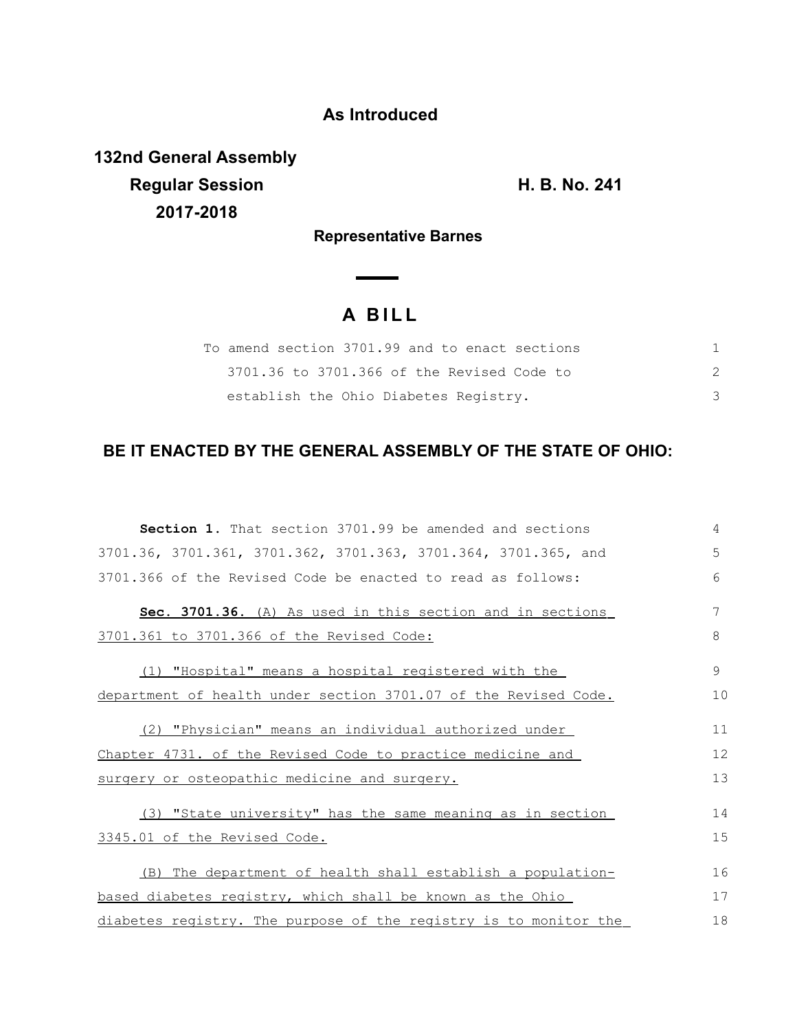**As Introduced**

**132nd General Assembly**
**Regular Session** **H. B. No. 241**
**2017-2018**

**Representative Barnes**

# A BILL

To amend section 3701.99 and to enact sections 3701.36 to 3701.366 of the Revised Code to establish the Ohio Diabetes Registry.

## BE IT ENACTED BY THE GENERAL ASSEMBLY OF THE STATE OF OHIO:

**Section 1.** That section 3701.99 be amended and sections 3701.36, 3701.361, 3701.362, 3701.363, 3701.364, 3701.365, and 3701.366 of the Revised Code be enacted to read as follows:

**Sec. 3701.36.** (A) As used in this section and in sections 3701.361 to 3701.366 of the Revised Code:

(1) "Hospital" means a hospital registered with the department of health under section 3701.07 of the Revised Code.

(2) "Physician" means an individual authorized under Chapter 4731. of the Revised Code to practice medicine and surgery or osteopathic medicine and surgery.

(3) "State university" has the same meaning as in section 3345.01 of the Revised Code.

(B) The department of health shall establish a population-based diabetes registry, which shall be known as the Ohio diabetes registry. The purpose of the registry is to monitor the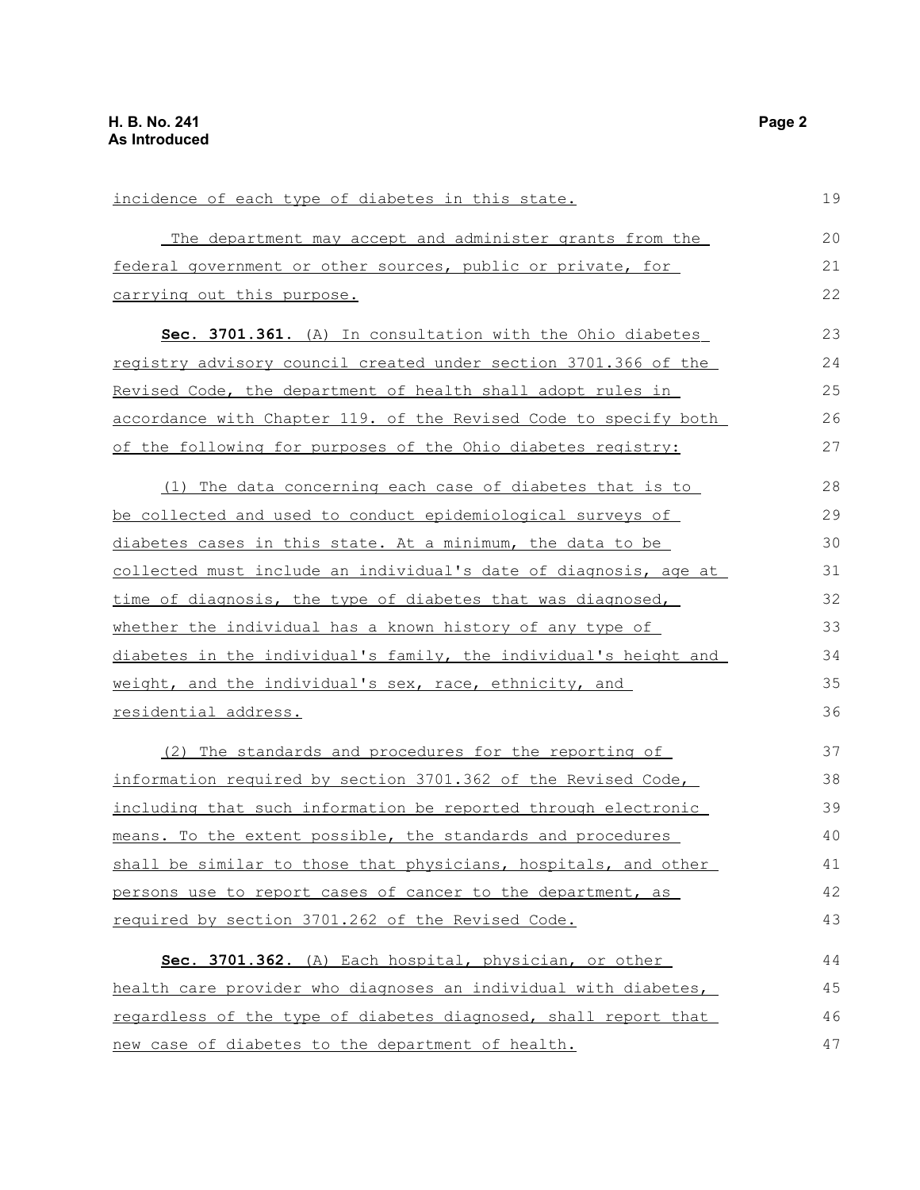incidence of each type of diabetes in this state.

The department may accept and administer grants from the federal government or other sources, public or private, for carrying out this purpose.

**Sec. 3701.361.** (A) In consultation with the Ohio diabetes registry advisory council created under section 3701.366 of the Revised Code, the department of health shall adopt rules in accordance with Chapter 119. of the Revised Code to specify both of the following for purposes of the Ohio diabetes registry:

(1) The data concerning each case of diabetes that is to be collected and used to conduct epidemiological surveys of diabetes cases in this state. At a minimum, the data to be collected must include an individual's date of diagnosis, age at time of diagnosis, the type of diabetes that was diagnosed, whether the individual has a known history of any type of diabetes in the individual's family, the individual's height and weight, and the individual's sex, race, ethnicity, and residential address.

(2) The standards and procedures for the reporting of information required by section 3701.362 of the Revised Code, including that such information be reported through electronic means. To the extent possible, the standards and procedures shall be similar to those that physicians, hospitals, and other persons use to report cases of cancer to the department, as required by section 3701.262 of the Revised Code.

**Sec. 3701.362.** (A) Each hospital, physician, or other health care provider who diagnoses an individual with diabetes, regardless of the type of diabetes diagnosed, shall report that new case of diabetes to the department of health.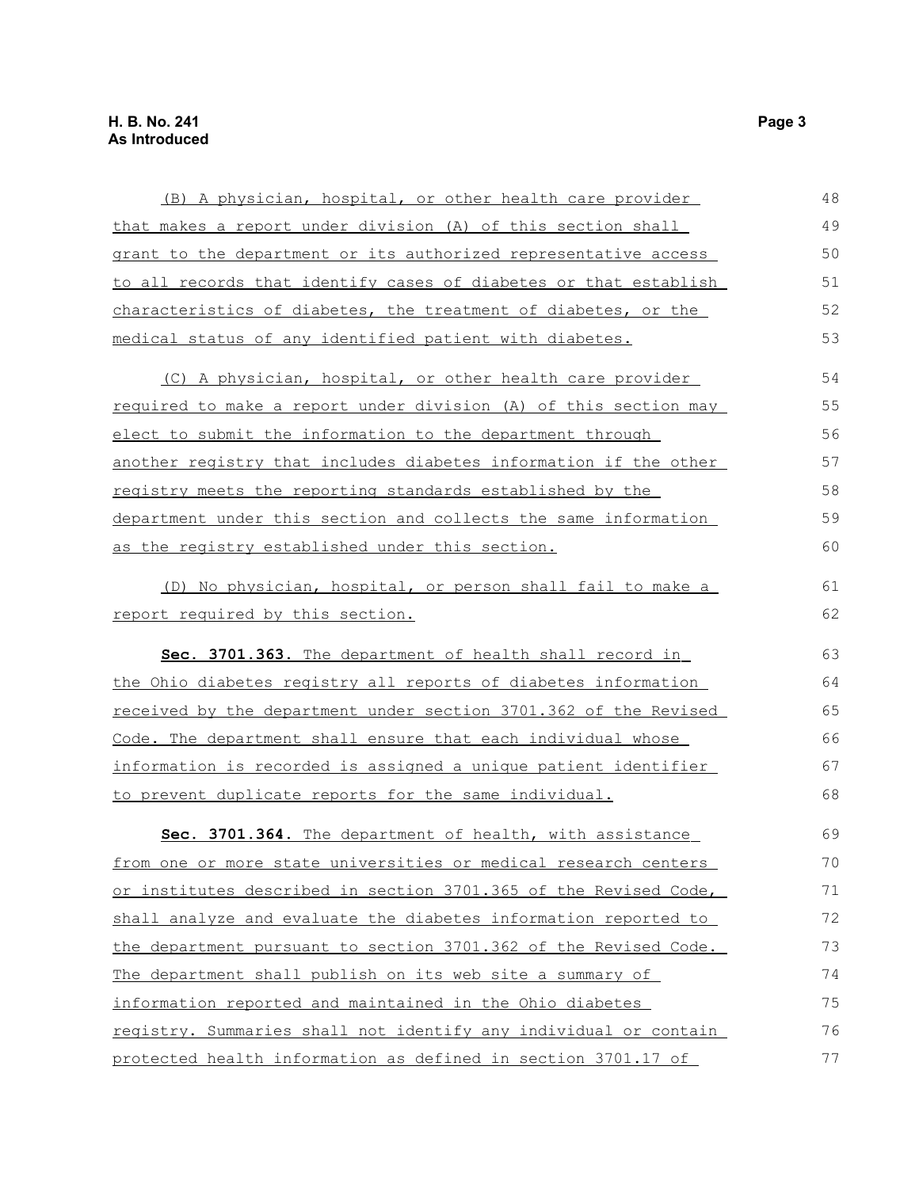(B) A physician, hospital, or other health care provider that makes a report under division (A) of this section shall grant to the department or its authorized representative access to all records that identify cases of diabetes or that establish characteristics of diabetes, the treatment of diabetes, or the medical status of any identified patient with diabetes.

(C) A physician, hospital, or other health care provider required to make a report under division (A) of this section may elect to submit the information to the department through another registry that includes diabetes information if the other registry meets the reporting standards established by the department under this section and collects the same information as the registry established under this section.

(D) No physician, hospital, or person shall fail to make a report required by this section.

**Sec. 3701.363.** The department of health shall record in the Ohio diabetes registry all reports of diabetes information received by the department under section 3701.362 of the Revised Code. The department shall ensure that each individual whose information is recorded is assigned a unique patient identifier to prevent duplicate reports for the same individual.

**Sec. 3701.364.** The department of health, with assistance from one or more state universities or medical research centers or institutes described in section 3701.365 of the Revised Code, shall analyze and evaluate the diabetes information reported to the department pursuant to section 3701.362 of the Revised Code. The department shall publish on its web site a summary of information reported and maintained in the Ohio diabetes registry. Summaries shall not identify any individual or contain protected health information as defined in section 3701.17 of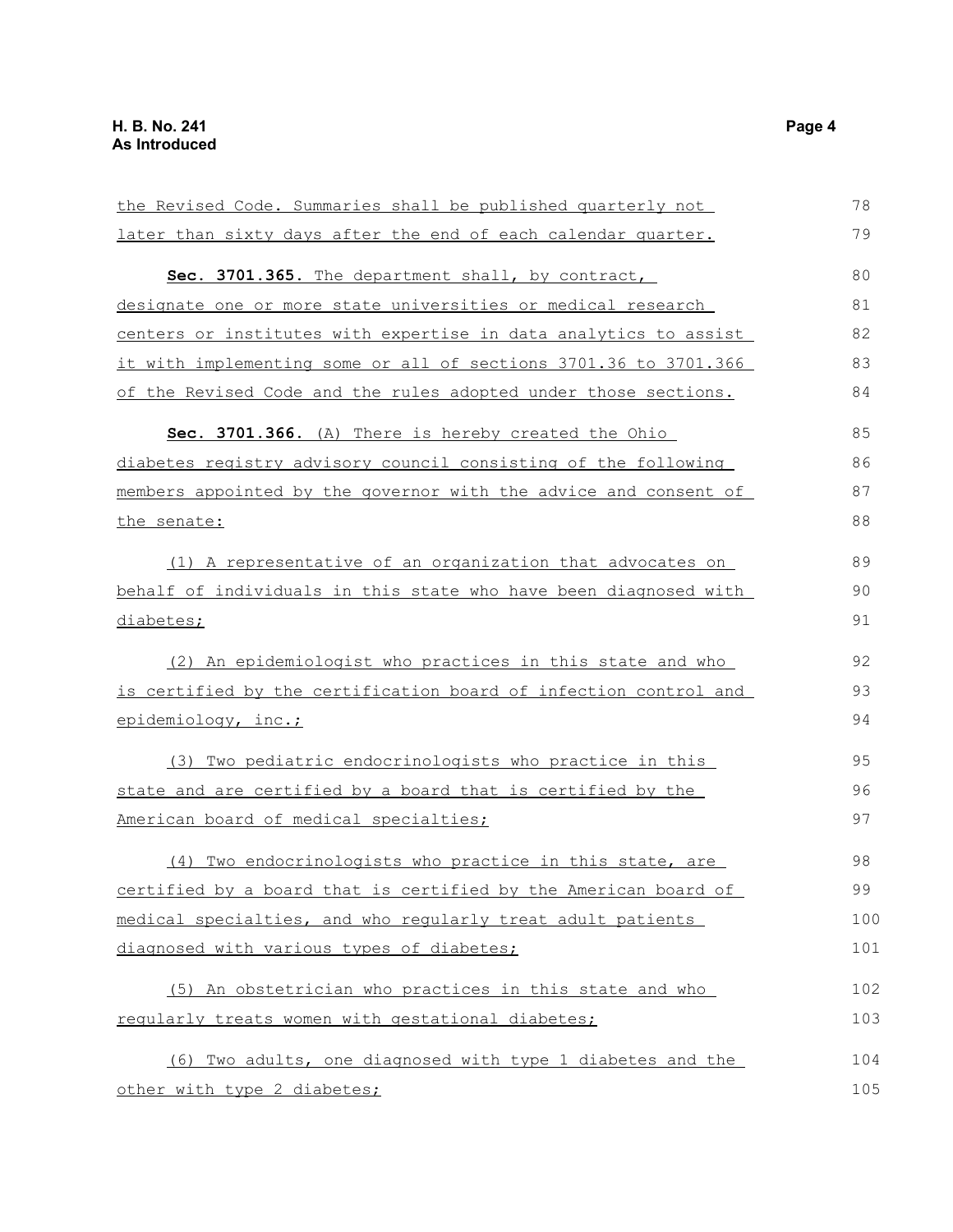the Revised Code. Summaries shall be published quarterly not later than sixty days after the end of each calendar quarter.

**Sec. 3701.365.** The department shall, by contract, designate one or more state universities or medical research centers or institutes with expertise in data analytics to assist it with implementing some or all of sections 3701.36 to 3701.366 of the Revised Code and the rules adopted under those sections.

**Sec. 3701.366.** (A) There is hereby created the Ohio diabetes registry advisory council consisting of the following members appointed by the governor with the advice and consent of the senate:

(1) A representative of an organization that advocates on behalf of individuals in this state who have been diagnosed with diabetes;

(2) An epidemiologist who practices in this state and who is certified by the certification board of infection control and epidemiology, inc.;

(3) Two pediatric endocrinologists who practice in this state and are certified by a board that is certified by the American board of medical specialties;

(4) Two endocrinologists who practice in this state, are certified by a board that is certified by the American board of medical specialties, and who regularly treat adult patients diagnosed with various types of diabetes;

(5) An obstetrician who practices in this state and who regularly treats women with gestational diabetes;

(6) Two adults, one diagnosed with type 1 diabetes and the other with type 2 diabetes;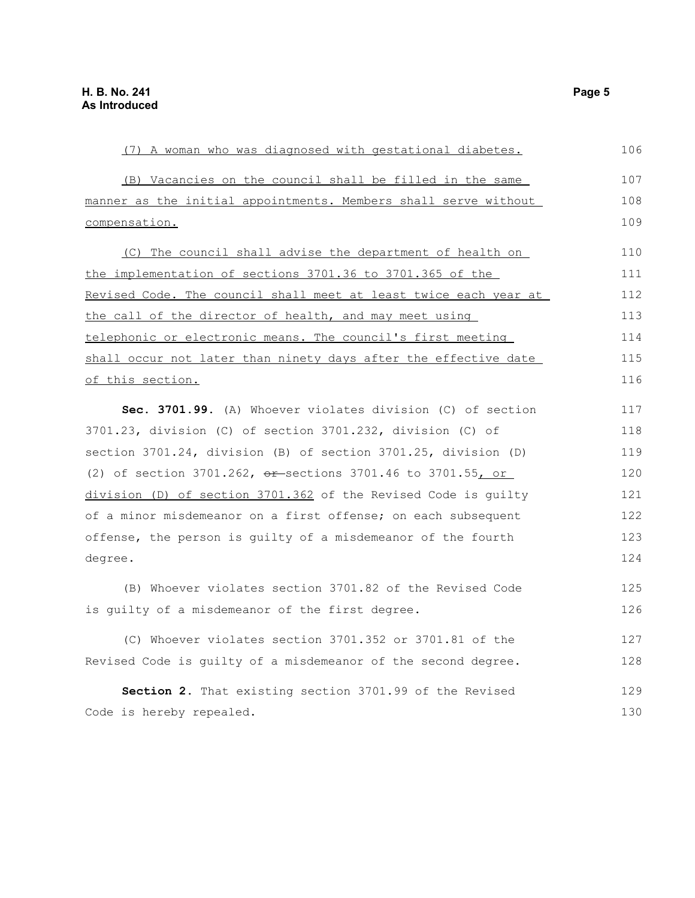(7) A woman who was diagnosed with gestational diabetes.

(B) Vacancies on the council shall be filled in the same manner as the initial appointments. Members shall serve without compensation.

(C) The council shall advise the department of health on the implementation of sections 3701.36 to 3701.365 of the Revised Code. The council shall meet at least twice each year at the call of the director of health, and may meet using telephonic or electronic means. The council's first meeting shall occur not later than ninety days after the effective date of this section.

**Sec. 3701.99.** (A) Whoever violates division (C) of section 3701.23, division (C) of section 3701.232, division (C) of section 3701.24, division (B) of section 3701.25, division (D)(2) of section 3701.262, ~~or~~ sections 3701.46 to 3701.55, or division (D) of section 3701.362 of the Revised Code is guilty of a minor misdemeanor on a first offense; on each subsequent offense, the person is guilty of a misdemeanor of the fourth degree.

(B) Whoever violates section 3701.82 of the Revised Code is guilty of a misdemeanor of the first degree.

(C) Whoever violates section 3701.352 or 3701.81 of the Revised Code is guilty of a misdemeanor of the second degree.

**Section 2.** That existing section 3701.99 of the Revised Code is hereby repealed.